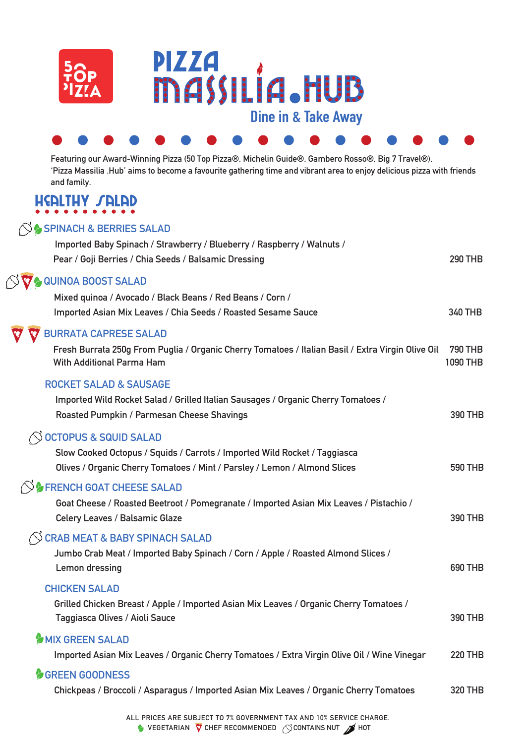# PIZZA MASSILIA.HUB

Dine in & Take Away

Featuring our Award-Winning Pizza (50 Top Pizza®, Michelin Guide®, Gambero Rosso®, Big 7 Travel®), 'Pizza Massilia .Hub' aims to become a favourite gathering time and vibrant area to enjoy delicious pizza with friends and family.

## HEALTHY SALAD

### SPINACH & BERRIES SALAD

Imported Baby Spinach / Strawberry / Blueberry / Raspberry / Walnuts / Pear / Goji Berries / Chia Seeds / Balsamic Dressing — 290 THB

### QUINOA BOOST SALAD

Mixed quinoa / Avocado / Black Beans / Red Beans / Corn / Imported Asian Mix Leaves / Chia Seeds / Roasted Sesame Sauce — 340 THB

### BURRATA CAPRESE SALAD

Fresh Burrata 250g From Puglia / Organic Cherry Tomatoes / Italian Basil / Extra Virgin Olive Oil — 790 THB

With Additional Parma Ham — 1090 THB

### ROCKET SALAD & SAUSAGE

Imported Wild Rocket Salad / Grilled Italian Sausages / Organic Cherry Tomatoes / Roasted Pumpkin / Parmesan Cheese Shavings — 390 THB

### OCTOPUS & SQUID SALAD

Slow Cooked Octopus / Squids / Carrots / Imported Wild Rocket / Taggiasca Olives / Organic Cherry Tomatoes / Mint / Parsley / Lemon / Almond Slices — 590 THB

### FRENCH GOAT CHEESE SALAD

Goat Cheese / Roasted Beetroot / Pomegranate / Imported Asian Mix Leaves / Pistachio / Celery Leaves / Balsamic Glaze — 390 THB

### CRAB MEAT & BABY SPINACH SALAD

Jumbo Crab Meat / Imported Baby Spinach / Corn / Apple / Roasted Almond Slices / Lemon dressing — 690 THB

### CHICKEN SALAD

Grilled Chicken Breast / Apple / Imported Asian Mix Leaves / Organic Cherry Tomatoes / Taggiasca Olives / Aioli Sauce — 390 THB

### MIX GREEN SALAD

Imported Asian Mix Leaves / Organic Cherry Tomatoes / Extra Virgin Olive Oil / Wine Vinegar — 220 THB

### GREEN GOODNESS

Chickpeas / Broccoli / Asparagus / Imported Asian Mix Leaves / Organic Cherry Tomatoes — 320 THB

ALL PRICES ARE SUBJECT TO 7% GOVERNMENT TAX AND 10% SERVICE CHARGE.

VEGETARIAN | CHEF RECOMMENDED | CONTAINS NUT | HOT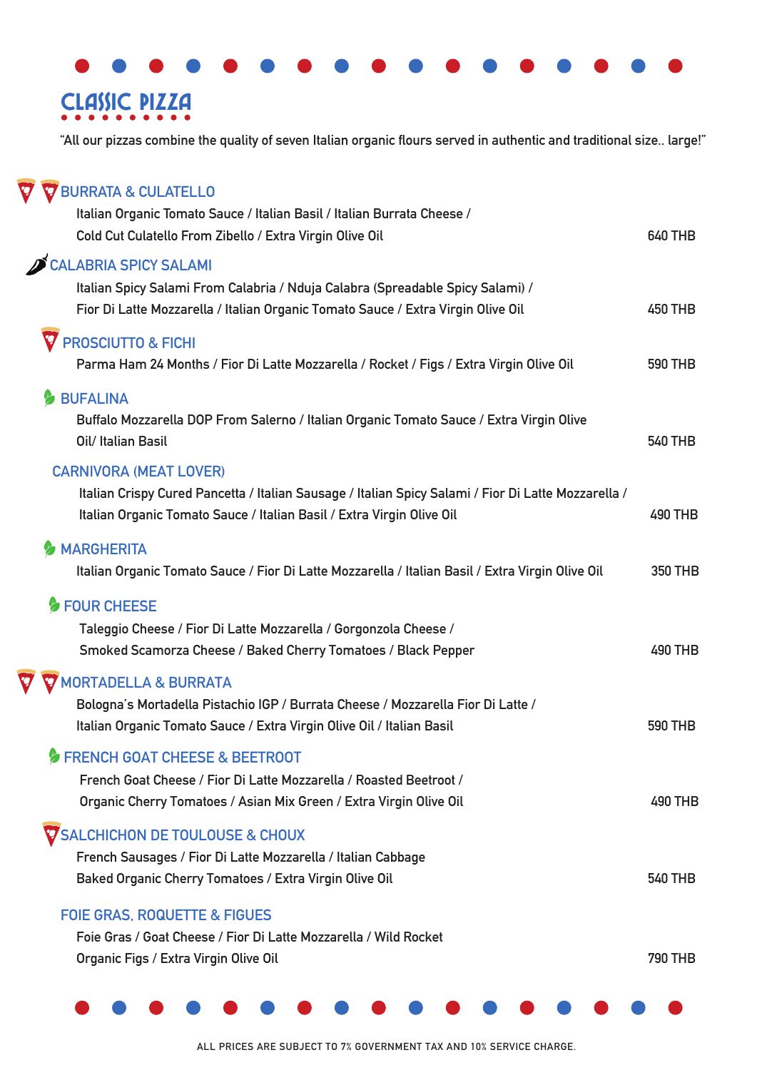# CLASSIC PIZZA

"All our pizzas combine the quality of seven Italian organic flours served in authentic and traditional size.. large!"

### BURRATA & CULATELLO
Italian Organic Tomato Sauce / Italian Basil / Italian Burrata Cheese /
Cold Cut Culatello From Zibello / Extra Virgin Olive Oil
640 THB

### CALABRIA SPICY SALAMI
Italian Spicy Salami From Calabria / Nduja Calabra (Spreadable Spicy Salami) /
Fior Di Latte Mozzarella / Italian Organic Tomato Sauce / Extra Virgin Olive Oil
450 THB

### PROSCIUTTO & FICHI
Parma Ham 24 Months / Fior Di Latte Mozzarella / Rocket / Figs / Extra Virgin Olive Oil
590 THB

### BUFALINA
Buffalo Mozzarella DOP From Salerno / Italian Organic Tomato Sauce / Extra Virgin Olive
Oil/ Italian Basil
540 THB

### CARNIVORA (MEAT LOVER)
Italian Crispy Cured Pancetta / Italian Sausage / Italian Spicy Salami / Fior Di Latte Mozzarella /
Italian Organic Tomato Sauce / Italian Basil / Extra Virgin Olive Oil
490 THB

### MARGHERITA
Italian Organic Tomato Sauce / Fior Di Latte Mozzarella / Italian Basil / Extra Virgin Olive Oil
350 THB

### FOUR CHEESE
Taleggio Cheese / Fior Di Latte Mozzarella / Gorgonzola Cheese /
Smoked Scamorza Cheese / Baked Cherry Tomatoes / Black Pepper
490 THB

### MORTADELLA & BURRATA
Bologna's Mortadella Pistachio IGP / Burrata Cheese / Mozzarella Fior Di Latte /
Italian Organic Tomato Sauce / Extra Virgin Olive Oil / Italian Basil
590 THB

### FRENCH GOAT CHEESE & BEETROOT
French Goat Cheese / Fior Di Latte Mozzarella / Roasted Beetroot /
Organic Cherry Tomatoes / Asian Mix Green / Extra Virgin Olive Oil
490 THB

### SALCHICHON DE TOULOUSE & CHOUX
French Sausages / Fior Di Latte Mozzarella / Italian Cabbage
Baked Organic Cherry Tomatoes / Extra Virgin Olive Oil
540 THB

### FOIE GRAS, ROQUETTE & FIGUES
Foie Gras / Goat Cheese / Fior Di Latte Mozzarella / Wild Rocket
Organic Figs / Extra Virgin Olive Oil
790 THB

ALL PRICES ARE SUBJECT TO 7% GOVERNMENT TAX AND 10% SERVICE CHARGE.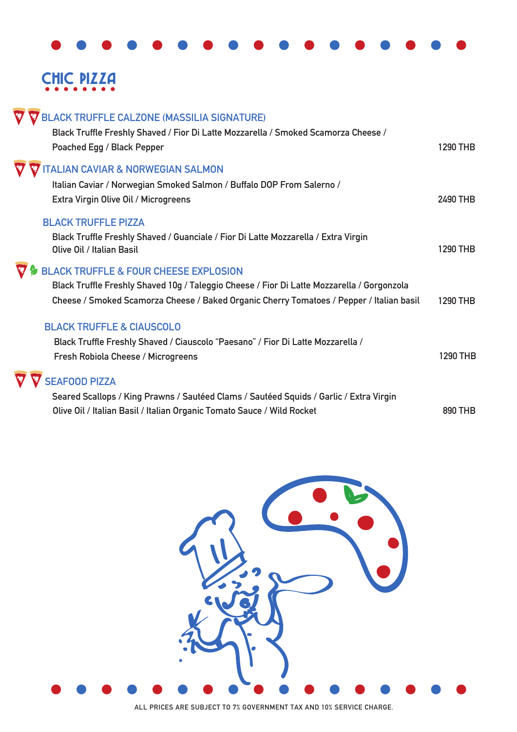# CHIC PIZZA

### BLACK TRUFFLE CALZONE (MASSILIA SIGNATURE)

Black Truffle Freshly Shaved / Fior Di Latte Mozzarella / Smoked Scamorza Cheese / Poached Egg / Black Pepper

1290 THB

### ITALIAN CAVIAR & NORWEGIAN SALMON

Italian Caviar / Norwegian Smoked Salmon / Buffalo DOP From Salerno / Extra Virgin Olive Oil / Microgreens

2490 THB

### BLACK TRUFFLE PIZZA

Black Truffle Freshly Shaved / Guanciale / Fior Di Latte Mozzarella / Extra Virgin Olive Oil / Italian Basil

1290 THB

### BLACK TRUFFLE & FOUR CHEESE EXPLOSION

Black Truffle Freshly Shaved 10g / Taleggio Cheese / Fior Di Latte Mozzarella / Gorgonzola Cheese / Smoked Scamorza Cheese / Baked Organic Cherry Tomatoes / Pepper / Italian basil

1290 THB

### BLACK TRUFFLE & CIAUSCOLO

Black Truffle Freshly Shaved / Ciauscolo "Paesano" / Fior Di Latte Mozzarella / Fresh Robiola Cheese / Microgreens

1290 THB

### SEAFOOD PIZZA

Seared Scallops / King Prawns / Sautéed Clams / Sautéed Squids / Garlic / Extra Virgin Olive Oil / Italian Basil / Italian Organic Tomato Sauce / Wild Rocket

890 THB

ALL PRICES ARE SUBJECT TO 7% GOVERNMENT TAX AND 10% SERVICE CHARGE.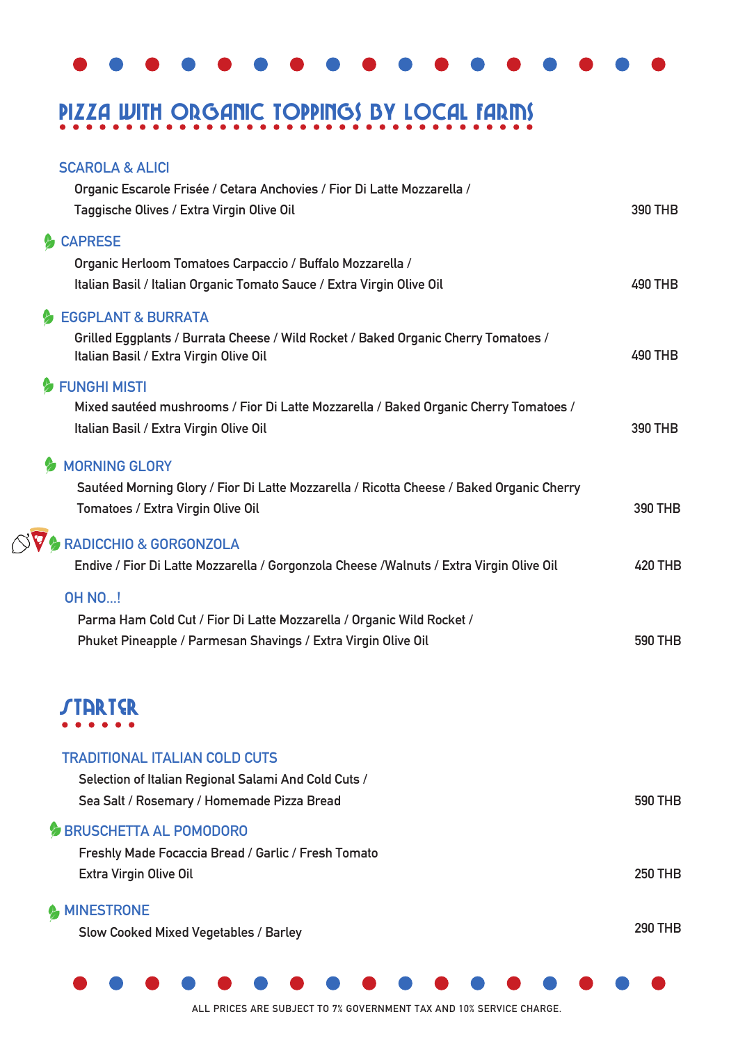## PIZZA WITH ORGANIC TOPPINGS BY LOCAL FARMS

**SCAROLA & ALICI**
Organic Escarole Frisée / Cetara Anchovies / Fior Di Latte Mozzarella / Taggische Olives / Extra Virgin Olive Oil — 390 THB

**CAPRESE**
Organic Herloom Tomatoes Carpaccio / Buffalo Mozzarella / Italian Basil / Italian Organic Tomato Sauce / Extra Virgin Olive Oil — 490 THB

**EGGPLANT & BURRATA**
Grilled Eggplants / Burrata Cheese / Wild Rocket / Baked Organic Cherry Tomatoes / Italian Basil / Extra Virgin Olive Oil — 490 THB

**FUNGHI MISTI**
Mixed sautéed mushrooms / Fior Di Latte Mozzarella / Baked Organic Cherry Tomatoes / Italian Basil / Extra Virgin Olive Oil — 390 THB

**MORNING GLORY**
Sautéed Morning Glory / Fior Di Latte Mozzarella / Ricotta Cheese / Baked Organic Cherry Tomatoes / Extra Virgin Olive Oil — 390 THB

**RADICCHIO & GORGONZOLA**
Endive / Fior Di Latte Mozzarella / Gorgonzola Cheese /Walnuts / Extra Virgin Olive Oil — 420 THB

**OH NO...!**
Parma Ham Cold Cut / Fior Di Latte Mozzarella / Organic Wild Rocket / Phuket Pineapple / Parmesan Shavings / Extra Virgin Olive Oil — 590 THB

## STARTER

**TRADITIONAL ITALIAN COLD CUTS**
Selection of Italian Regional Salami And Cold Cuts / Sea Salt / Rosemary / Homemade Pizza Bread — 590 THB

**BRUSCHETTA AL POMODORO**
Freshly Made Focaccia Bread / Garlic / Fresh Tomato Extra Virgin Olive Oil — 250 THB

**MINESTRONE**
Slow Cooked Mixed Vegetables / Barley — 290 THB

ALL PRICES ARE SUBJECT TO 7% GOVERNMENT TAX AND 10% SERVICE CHARGE.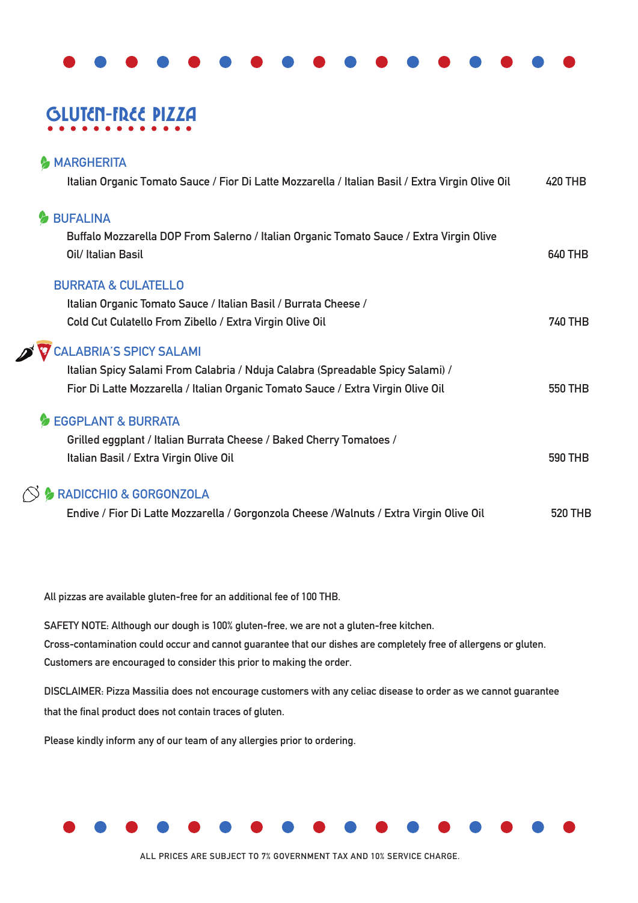## GLUTEN-FREE PIZZA

### MARGHERITA

Italian Organic Tomato Sauce / Fior Di Latte Mozzarella / Italian Basil / Extra Virgin Olive Oil — 420 THB

### BUFALINA

Buffalo Mozzarella DOP From Salerno / Italian Organic Tomato Sauce / Extra Virgin Olive Oil/ Italian Basil — 640 THB

### BURRATA & CULATELLO

Italian Organic Tomato Sauce / Italian Basil / Burrata Cheese / Cold Cut Culatello From Zibello / Extra Virgin Olive Oil — 740 THB

### CALABRIA'S SPICY SALAMI

Italian Spicy Salami From Calabria / Nduja Calabra (Spreadable Spicy Salami) / Fior Di Latte Mozzarella / Italian Organic Tomato Sauce / Extra Virgin Olive Oil — 550 THB

### EGGPLANT & BURRATA

Grilled eggplant / Italian Burrata Cheese / Baked Cherry Tomatoes / Italian Basil / Extra Virgin Olive Oil — 590 THB

### RADICCHIO & GORGONZOLA

Endive / Fior Di Latte Mozzarella / Gorgonzola Cheese /Walnuts / Extra Virgin Olive Oil — 520 THB

All pizzas are available gluten-free for an additional fee of 100 THB.

SAFETY NOTE: Although our dough is 100% gluten-free, we are not a gluten-free kitchen. Cross-contamination could occur and cannot guarantee that our dishes are completely free of allergens or gluten. Customers are encouraged to consider this prior to making the order.

DISCLAIMER: Pizza Massilia does not encourage customers with any celiac disease to order as we cannot guarantee that the final product does not contain traces of gluten.

Please kindly inform any of our team of any allergies prior to ordering.

ALL PRICES ARE SUBJECT TO 7% GOVERNMENT TAX AND 10% SERVICE CHARGE.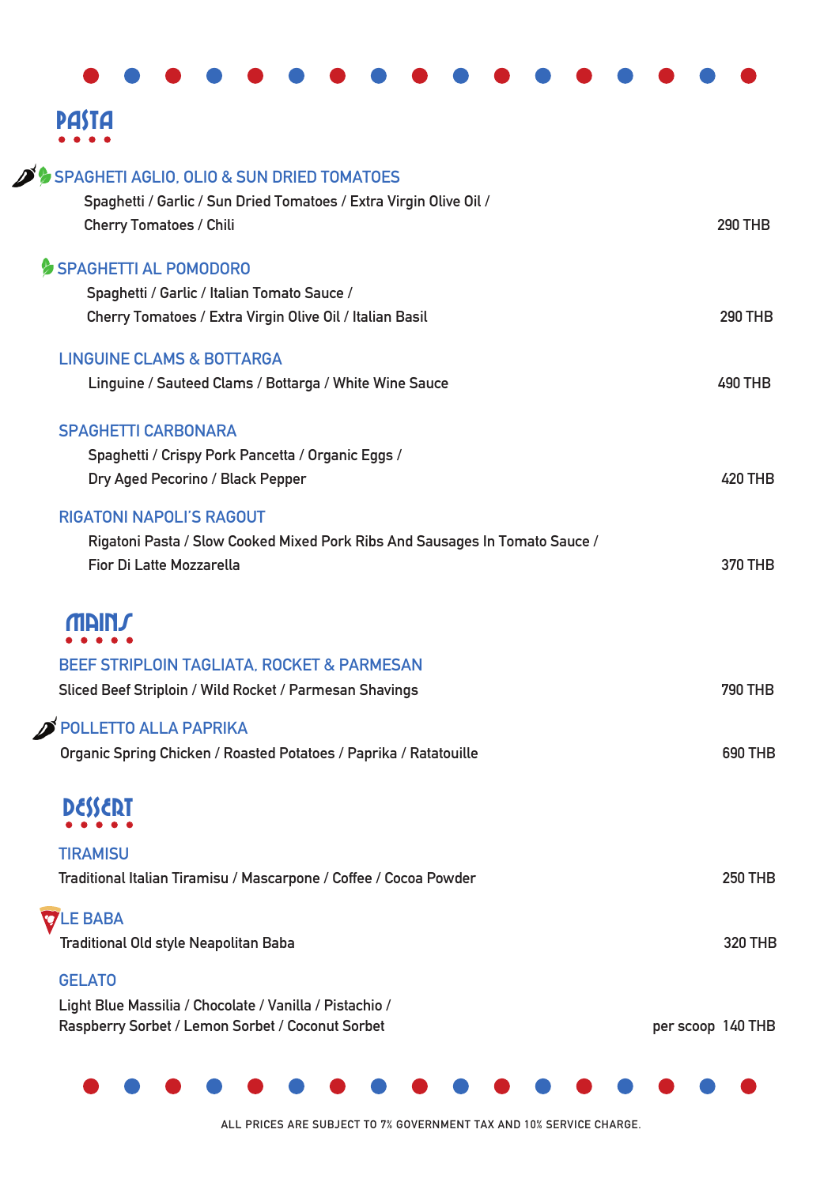## PASTA

### SPAGHETI AGLIO, OLIO & SUN DRIED TOMATOES

Spaghetti / Garlic / Sun Dried Tomatoes / Extra Virgin Olive Oil / Cherry Tomatoes / Chili — 290 THB

### SPAGHETTI AL POMODORO

Spaghetti / Garlic / Italian Tomato Sauce / Cherry Tomatoes / Extra Virgin Olive Oil / Italian Basil — 290 THB

### LINGUINE CLAMS & BOTTARGA

Linguine / Sauteed Clams / Bottarga / White Wine Sauce — 490 THB

### SPAGHETTI CARBONARA

Spaghetti / Crispy Pork Pancetta / Organic Eggs / Dry Aged Pecorino / Black Pepper — 420 THB

### RIGATONI NAPOLI'S RAGOUT

Rigatoni Pasta / Slow Cooked Mixed Pork Ribs And Sausages In Tomato Sauce / Fior Di Latte Mozzarella — 370 THB

## MAINS

### BEEF STRIPLOIN TAGLIATA, ROCKET & PARMESAN

Sliced Beef Striploin / Wild Rocket / Parmesan Shavings — 790 THB

### POLLETTO ALLA PAPRIKA

Organic Spring Chicken / Roasted Potatoes / Paprika / Ratatouille — 690 THB

## DESSERT

### TIRAMISU

Traditional Italian Tiramisu / Mascarpone / Coffee / Cocoa Powder — 250 THB

### LE BABA

Traditional Old style Neapolitan Baba — 320 THB

### GELATO

Light Blue Massilia / Chocolate / Vanilla / Pistachio / Raspberry Sorbet / Lemon Sorbet / Coconut Sorbet — per scoop 140 THB

ALL PRICES ARE SUBJECT TO 7% GOVERNMENT TAX AND 10% SERVICE CHARGE.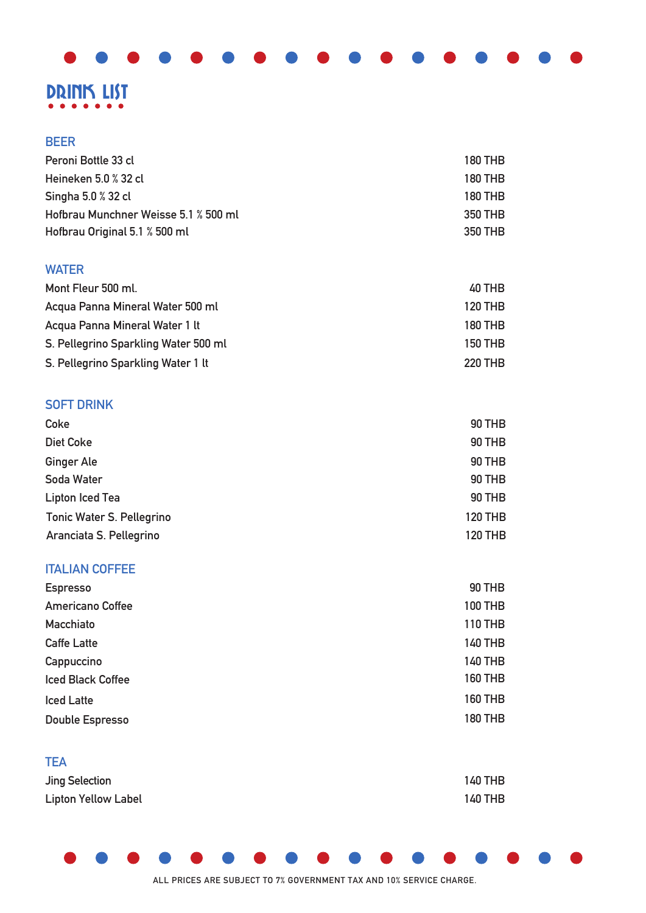# DRINK LIST

## BEER

| | |
|---|---|
| Peroni Bottle 33 cl | 180 THB |
| Heineken 5.0 % 32 cl | 180 THB |
| Singha 5.0 % 32 cl | 180 THB |
| Hofbrau Munchner Weisse 5.1 % 500 ml | 350 THB |
| Hofbrau Original 5.1 % 500 ml | 350 THB |

## WATER

| | |
|---|---|
| Mont Fleur 500 ml. | 40 THB |
| Acqua Panna Mineral Water 500 ml | 120 THB |
| Acqua Panna Mineral Water 1 lt | 180 THB |
| S. Pellegrino Sparkling Water 500 ml | 150 THB |
| S. Pellegrino Sparkling Water 1 lt | 220 THB |

## SOFT DRINK

| | |
|---|---|
| Coke | 90 THB |
| Diet Coke | 90 THB |
| Ginger Ale | 90 THB |
| Soda Water | 90 THB |
| Lipton Iced Tea | 90 THB |
| Tonic Water S. Pellegrino | 120 THB |
| Aranciata S. Pellegrino | 120 THB |

## ITALIAN COFFEE

| | |
|---|---|
| Espresso | 90 THB |
| Americano Coffee | 100 THB |
| Macchiato | 110 THB |
| Caffe Latte | 140 THB |
| Cappuccino | 140 THB |
| Iced Black Coffee | 160 THB |
| Iced Latte | 160 THB |
| Double Espresso | 180 THB |

## TEA

| | |
|---|---|
| Jing Selection | 140 THB |
| Lipton Yellow Label | 140 THB |

ALL PRICES ARE SUBJECT TO 7% GOVERNMENT TAX AND 10% SERVICE CHARGE.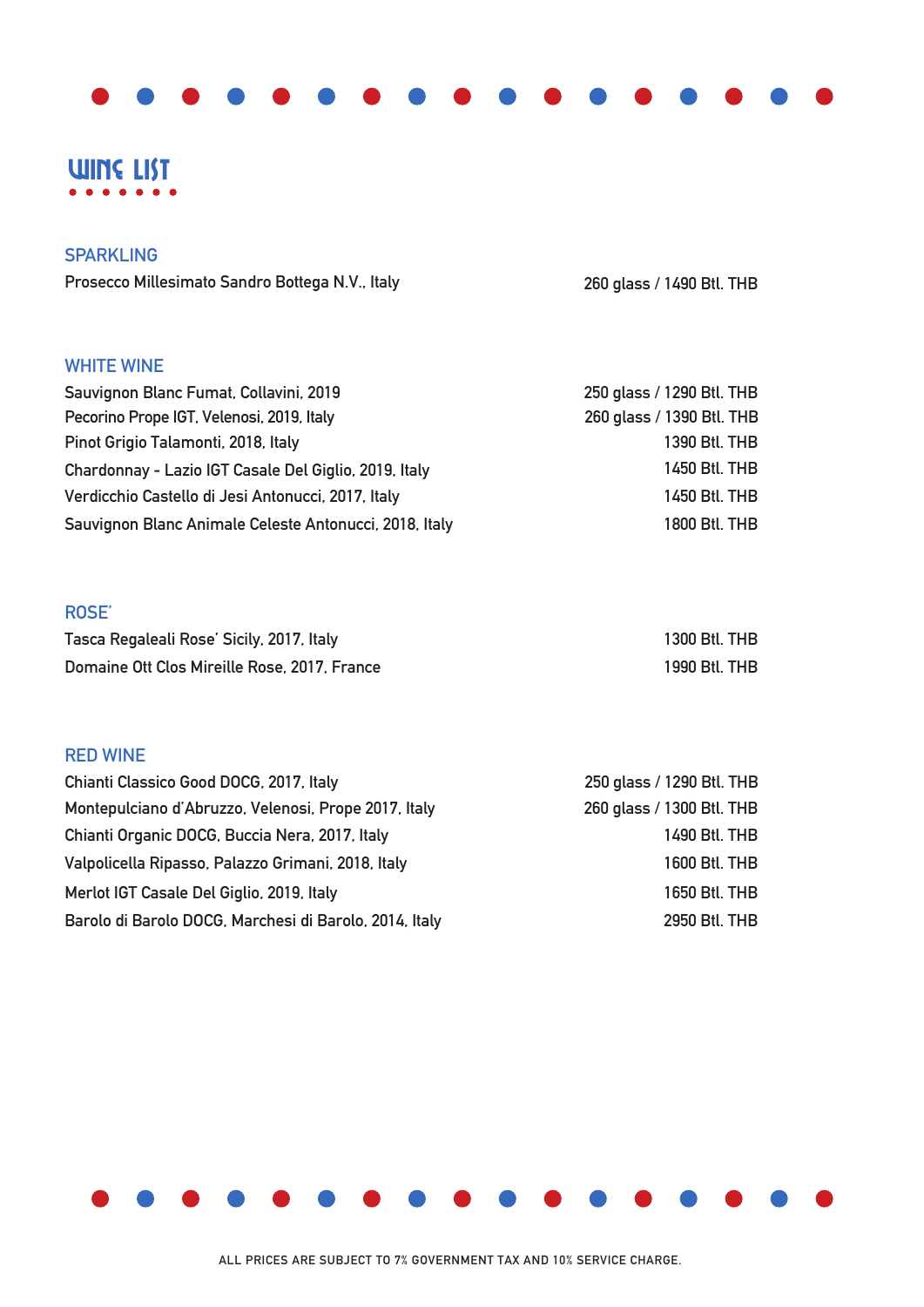# WINE LIST

## SPARKLING

| | |
|---|---|
| Prosecco Millesimato Sandro Bottega N.V., Italy | 260 glass / 1490 Btl. THB |

## WHITE WINE

| | |
|---|---|
| Sauvignon Blanc Fumat, Collavini, 2019 | 250 glass / 1290 Btl. THB |
| Pecorino Prope IGT, Velenosi, 2019, Italy | 260 glass / 1390 Btl. THB |
| Pinot Grigio Talamonti, 2018, Italy | 1390 Btl. THB |
| Chardonnay - Lazio IGT Casale Del Giglio, 2019, Italy | 1450 Btl. THB |
| Verdicchio Castello di Jesi Antonucci, 2017, Italy | 1450 Btl. THB |
| Sauvignon Blanc Animale Celeste Antonucci, 2018, Italy | 1800 Btl. THB |

## ROSE'

| | |
|---|---|
| Tasca Regaleali Rose' Sicily, 2017, Italy | 1300 Btl. THB |
| Domaine Ott Clos Mireille Rose, 2017, France | 1990 Btl. THB |

## RED WINE

| | |
|---|---|
| Chianti Classico Good DOCG, 2017, Italy | 250 glass / 1290 Btl. THB |
| Montepulciano d'Abruzzo, Velenosi, Prope 2017, Italy | 260 glass / 1300 Btl. THB |
| Chianti Organic DOCG, Buccia Nera, 2017, Italy | 1490 Btl. THB |
| Valpolicella Ripasso, Palazzo Grimani, 2018, Italy | 1600 Btl. THB |
| Merlot IGT Casale Del Giglio, 2019, Italy | 1650 Btl. THB |
| Barolo di Barolo DOCG, Marchesi di Barolo, 2014, Italy | 2950 Btl. THB |

ALL PRICES ARE SUBJECT TO 7% GOVERNMENT TAX AND 10% SERVICE CHARGE.